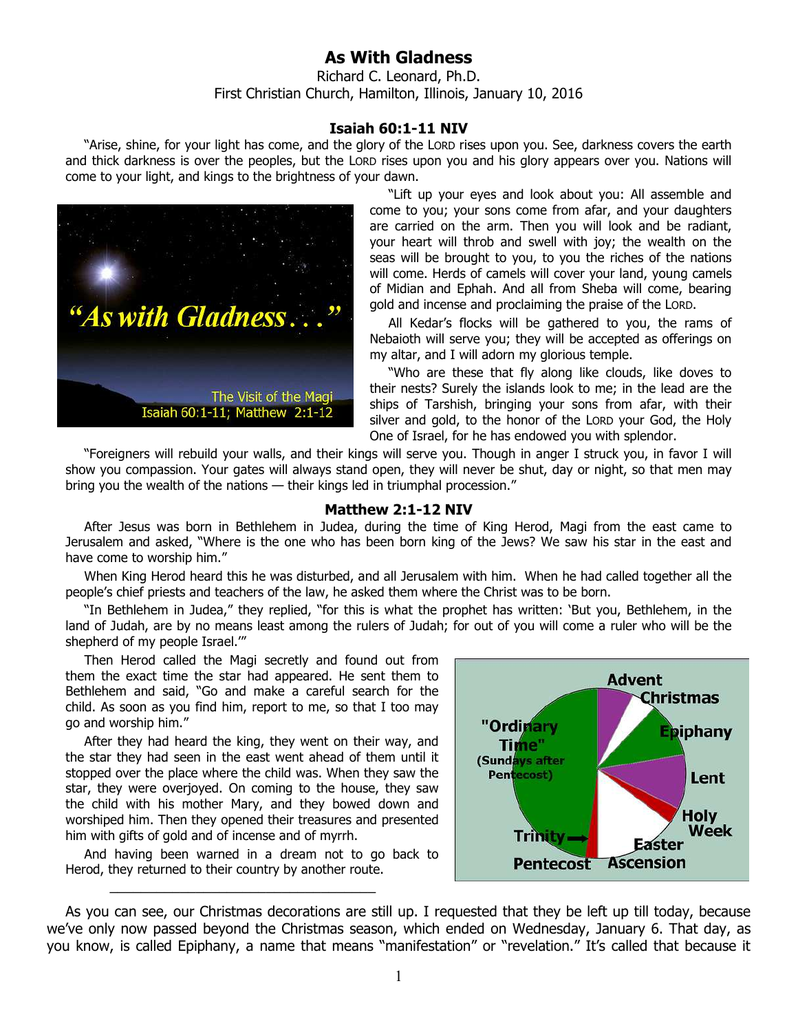# As With Gladness

Richard C. Leonard, Ph.D.
First Christian Church, Hamilton, Illinois, January 10, 2016

### Isaiah 60:1-11 NIV

"Arise, shine, for your light has come, and the glory of the LORD rises upon you. See, darkness covers the earth and thick darkness is over the peoples, but the LORD rises upon you and his glory appears over you. Nations will come to your light, and kings to the brightness of your dawn.

"As with Gladness . . ."

The Visit of the Magi
Isaiah 60:1-11; Matthew 2:1-12

"Lift up your eyes and look about you: All assemble and come to you; your sons come from afar, and your daughters are carried on the arm. Then you will look and be radiant, your heart will throb and swell with joy; the wealth on the seas will be brought to you, to you the riches of the nations will come. Herds of camels will cover your land, young camels of Midian and Ephah. And all from Sheba will come, bearing gold and incense and proclaiming the praise of the LORD.

All Kedar's flocks will be gathered to you, the rams of Nebaioth will serve you; they will be accepted as offerings on my altar, and I will adorn my glorious temple.

"Who are these that fly along like clouds, like doves to their nests? Surely the islands look to me; in the lead are the ships of Tarshish, bringing your sons from afar, with their silver and gold, to the honor of the LORD your God, the Holy One of Israel, for he has endowed you with splendor.

"Foreigners will rebuild your walls, and their kings will serve you. Though in anger I struck you, in favor I will show you compassion. Your gates will always stand open, they will never be shut, day or night, so that men may bring you the wealth of the nations — their kings led in triumphal procession."

### Matthew 2:1-12 NIV

After Jesus was born in Bethlehem in Judea, during the time of King Herod, Magi from the east came to Jerusalem and asked, "Where is the one who has been born king of the Jews? We saw his star in the east and have come to worship him."

When King Herod heard this he was disturbed, and all Jerusalem with him. When he had called together all the people's chief priests and teachers of the law, he asked them where the Christ was to be born.

"In Bethlehem in Judea," they replied, "for this is what the prophet has written: 'But you, Bethlehem, in the land of Judah, are by no means least among the rulers of Judah; for out of you will come a ruler who will be the shepherd of my people Israel.'"

Then Herod called the Magi secretly and found out from them the exact time the star had appeared. He sent them to Bethlehem and said, "Go and make a careful search for the child. As soon as you find him, report to me, so that I too may go and worship him."

After they had heard the king, they went on their way, and the star they had seen in the east went ahead of them until it stopped over the place where the child was. When they saw the star, they were overjoyed. On coming to the house, they saw the child with his mother Mary, and they bowed down and worshiped him. Then they opened their treasures and presented him with gifts of gold and of incense and of myrrh.

And having been warned in a dream not to go back to Herod, they returned to their country by another route.

Advent
Christmas
Epiphany
Lent
Holy Week
Easter
Ascension
Pentecost
Trinity
"Ordinary Time" (Sundays after Pentecost)

---

As you can see, our Christmas decorations are still up. I requested that they be left up till today, because we've only now passed beyond the Christmas season, which ended on Wednesday, January 6. That day, as you know, is called Epiphany, a name that means "manifestation" or "revelation." It's called that because it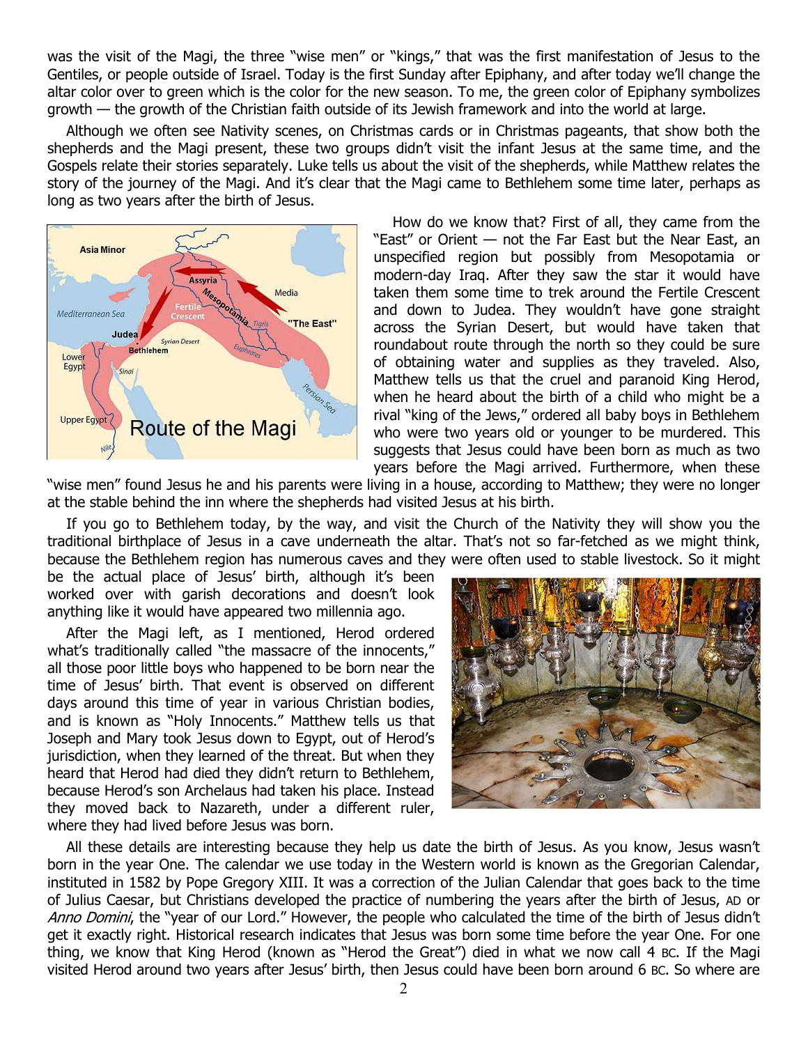was the visit of the Magi, the three "wise men" or "kings," that was the first manifestation of Jesus to the Gentiles, or people outside of Israel. Today is the first Sunday after Epiphany, and after today we'll change the altar color over to green which is the color for the new season. To me, the green color of Epiphany symbolizes growth — the growth of the Christian faith outside of its Jewish framework and into the world at large.

Although we often see Nativity scenes, on Christmas cards or in Christmas pageants, that show both the shepherds and the Magi present, these two groups didn't visit the infant Jesus at the same time, and the Gospels relate their stories separately. Luke tells us about the visit of the shepherds, while Matthew relates the story of the journey of the Magi. And it's clear that the Magi came to Bethlehem some time later, perhaps as long as two years after the birth of Jesus.

How do we know that? First of all, they came from the "East" or Orient — not the Far East but the Near East, an unspecified region but possibly from Mesopotamia or modern-day Iraq. After they saw the star it would have taken them some time to trek around the Fertile Crescent and down to Judea. They wouldn't have gone straight across the Syrian Desert, but would have taken that roundabout route through the north so they could be sure of obtaining water and supplies as they traveled. Also, Matthew tells us that the cruel and paranoid King Herod, when he heard about the birth of a child who might be a rival "king of the Jews," ordered all baby boys in Bethlehem who were two years old or younger to be murdered. This suggests that Jesus could have been born as much as two years before the Magi arrived. Furthermore, when these "wise men" found Jesus he and his parents were living in a house, according to Matthew; they were no longer at the stable behind the inn where the shepherds had visited Jesus at his birth.

If you go to Bethlehem today, by the way, and visit the Church of the Nativity they will show you the traditional birthplace of Jesus in a cave underneath the altar. That's not so far-fetched as we might think, because the Bethlehem region has numerous caves and they were often used to stable livestock. So it might be the actual place of Jesus' birth, although it's been worked over with garish decorations and doesn't look anything like it would have appeared two millennia ago.

After the Magi left, as I mentioned, Herod ordered what's traditionally called "the massacre of the innocents," all those poor little boys who happened to be born near the time of Jesus' birth. That event is observed on different days around this time of year in various Christian bodies, and is known as "Holy Innocents." Matthew tells us that Joseph and Mary took Jesus down to Egypt, out of Herod's jurisdiction, when they learned of the threat. But when they heard that Herod had died they didn't return to Bethlehem, because Herod's son Archelaus had taken his place. Instead they moved back to Nazareth, under a different ruler, where they had lived before Jesus was born.

All these details are interesting because they help us date the birth of Jesus. As you know, Jesus wasn't born in the year One. The calendar we use today in the Western world is known as the Gregorian Calendar, instituted in 1582 by Pope Gregory XIII. It was a correction of the Julian Calendar that goes back to the time of Julius Caesar, but Christians developed the practice of numbering the years after the birth of Jesus, AD or *Anno Domini*, the "year of our Lord." However, the people who calculated the time of the birth of Jesus didn't get it exactly right. Historical research indicates that Jesus was born some time before the year One. For one thing, we know that King Herod (known as "Herod the Great") died in what we now call 4 BC. If the Magi visited Herod around two years after Jesus' birth, then Jesus could have been born around 6 BC. So where are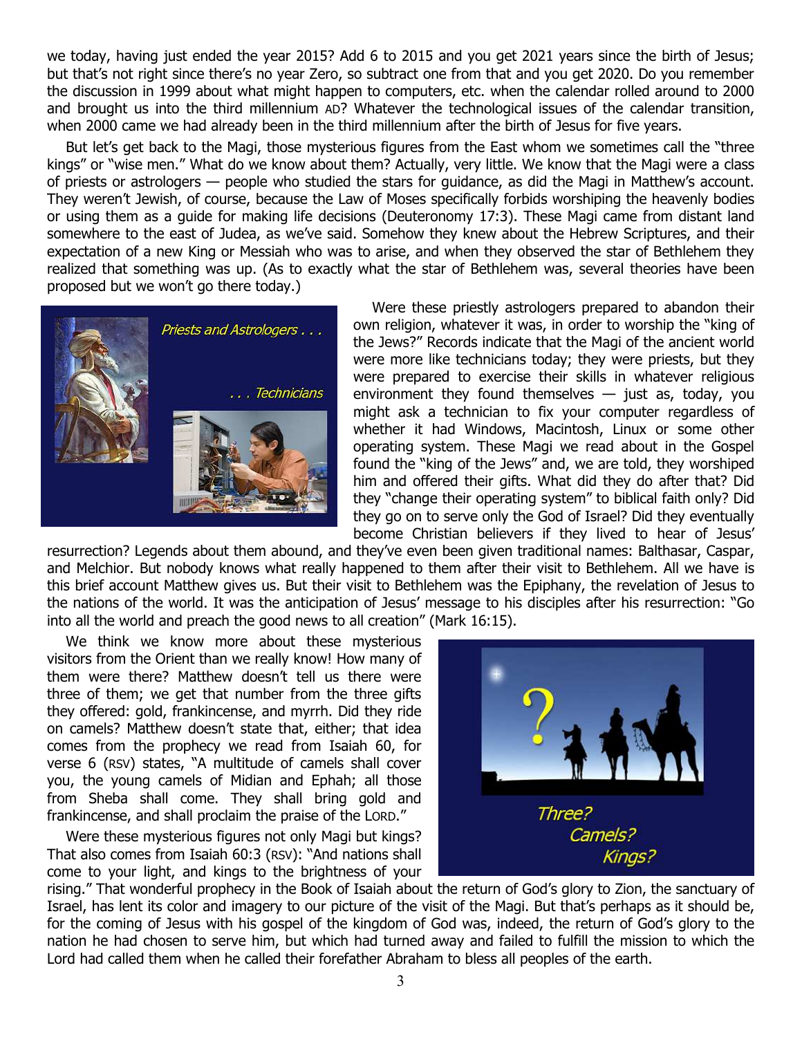we today, having just ended the year 2015? Add 6 to 2015 and you get 2021 years since the birth of Jesus; but that's not right since there's no year Zero, so subtract one from that and you get 2020. Do you remember the discussion in 1999 about what might happen to computers, etc. when the calendar rolled around to 2000 and brought us into the third millennium AD? Whatever the technological issues of the calendar transition, when 2000 came we had already been in the third millennium after the birth of Jesus for five years.

But let's get back to the Magi, those mysterious figures from the East whom we sometimes call the "three kings" or "wise men." What do we know about them? Actually, very little. We know that the Magi were a class of priests or astrologers — people who studied the stars for guidance, as did the Magi in Matthew's account. They weren't Jewish, of course, because the Law of Moses specifically forbids worshiping the heavenly bodies or using them as a guide for making life decisions (Deuteronomy 17:3). These Magi came from distant land somewhere to the east of Judea, as we've said. Somehow they knew about the Hebrew Scriptures, and their expectation of a new King or Messiah who was to arise, and when they observed the star of Bethlehem they realized that something was up. (As to exactly what the star of Bethlehem was, several theories have been proposed but we won't go there today.)

*Priests and Astrologers . . .*

*. . . Technicians*

Were these priestly astrologers prepared to abandon their own religion, whatever it was, in order to worship the "king of the Jews?" Records indicate that the Magi of the ancient world were more like technicians today; they were priests, but they were prepared to exercise their skills in whatever religious environment they found themselves — just as, today, you might ask a technician to fix your computer regardless of whether it had Windows, Macintosh, Linux or some other operating system. These Magi we read about in the Gospel found the "king of the Jews" and, we are told, they worshiped him and offered their gifts. What did they do after that? Did they "change their operating system" to biblical faith only? Did they go on to serve only the God of Israel? Did they eventually become Christian believers if they lived to hear of Jesus' resurrection? Legends about them abound, and they've even been given traditional names: Balthasar, Caspar, and Melchior. But nobody knows what really happened to them after their visit to Bethlehem. All we have is this brief account Matthew gives us. But their visit to Bethlehem was the Epiphany, the revelation of Jesus to the nations of the world. It was the anticipation of Jesus' message to his disciples after his resurrection: "Go into all the world and preach the good news to all creation" (Mark 16:15).

We think we know more about these mysterious visitors from the Orient than we really know! How many of them were there? Matthew doesn't tell us there were three of them; we get that number from the three gifts they offered: gold, frankincense, and myrrh. Did they ride on camels? Matthew doesn't state that, either; that idea comes from the prophecy we read from Isaiah 60, for verse 6 (RSV) states, "A multitude of camels shall cover you, the young camels of Midian and Ephah; all those from Sheba shall come. They shall bring gold and frankincense, and shall proclaim the praise of the LORD."

*Three?*
*Camels?*
*Kings?*

Were these mysterious figures not only Magi but kings? That also comes from Isaiah 60:3 (RSV): "And nations shall come to your light, and kings to the brightness of your rising." That wonderful prophecy in the Book of Isaiah about the return of God's glory to Zion, the sanctuary of Israel, has lent its color and imagery to our picture of the visit of the Magi. But that's perhaps as it should be, for the coming of Jesus with his gospel of the kingdom of God was, indeed, the return of God's glory to the nation he had chosen to serve him, but which had turned away and failed to fulfill the mission to which the Lord had called them when he called their forefather Abraham to bless all peoples of the earth.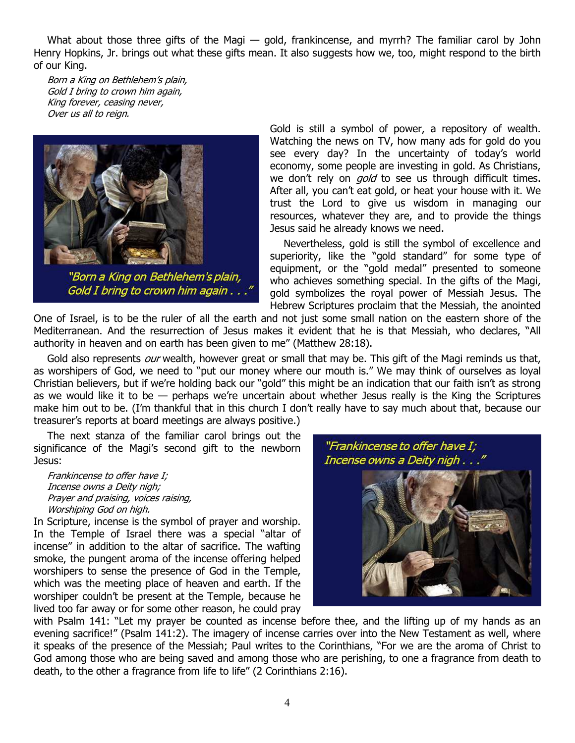What about those three gifts of the Magi — gold, frankincense, and myrrh? The familiar carol by John Henry Hopkins, Jr. brings out what these gifts mean. It also suggests how we, too, might respond to the birth of our King.

*Born a King on Bethlehem's plain,*
*Gold I bring to crown him again,*
*King forever, ceasing never,*
*Over us all to reign.*

*"Born a King on Bethlehem's plain, Gold I bring to crown him again . . ."*

Gold is still a symbol of power, a repository of wealth. Watching the news on TV, how many ads for gold do you see every day? In the uncertainty of today's world economy, some people are investing in gold. As Christians, we don't rely on *gold* to see us through difficult times. After all, you can't eat gold, or heat your house with it. We trust the Lord to give us wisdom in managing our resources, whatever they are, and to provide the things Jesus said he already knows we need.

Nevertheless, gold is still the symbol of excellence and superiority, like the "gold standard" for some type of equipment, or the "gold medal" presented to someone who achieves something special. In the gifts of the Magi, gold symbolizes the royal power of Messiah Jesus. The Hebrew Scriptures proclaim that the Messiah, the anointed One of Israel, is to be the ruler of all the earth and not just some small nation on the eastern shore of the Mediterranean. And the resurrection of Jesus makes it evident that he is that Messiah, who declares, "All authority in heaven and on earth has been given to me" (Matthew 28:18).

Gold also represents *our* wealth, however great or small that may be. This gift of the Magi reminds us that, as worshipers of God, we need to "put our money where our mouth is." We may think of ourselves as loyal Christian believers, but if we're holding back our "gold" this might be an indication that our faith isn't as strong as we would like it to be — perhaps we're uncertain about whether Jesus really is the King the Scriptures make him out to be. (I'm thankful that in this church I don't really have to say much about that, because our treasurer's reports at board meetings are always positive.)

The next stanza of the familiar carol brings out the significance of the Magi's second gift to the newborn Jesus:

*Frankincense to offer have I;*
*Incense owns a Deity nigh;*
*Prayer and praising, voices raising,*
*Worshiping God on high.*

*"Frankincense to offer have I; Incense owns a Deity nigh . . ."*

In Scripture, incense is the symbol of prayer and worship. In the Temple of Israel there was a special "altar of incense" in addition to the altar of sacrifice. The wafting smoke, the pungent aroma of the incense offering helped worshipers to sense the presence of God in the Temple, which was the meeting place of heaven and earth. If the worshiper couldn't be present at the Temple, because he lived too far away or for some other reason, he could pray with Psalm 141: "Let my prayer be counted as incense before thee, and the lifting up of my hands as an evening sacrifice!" (Psalm 141:2). The imagery of incense carries over into the New Testament as well, where it speaks of the presence of the Messiah; Paul writes to the Corinthians, "For we are the aroma of Christ to God among those who are being saved and among those who are perishing, to one a fragrance from death to death, to the other a fragrance from life to life" (2 Corinthians 2:16).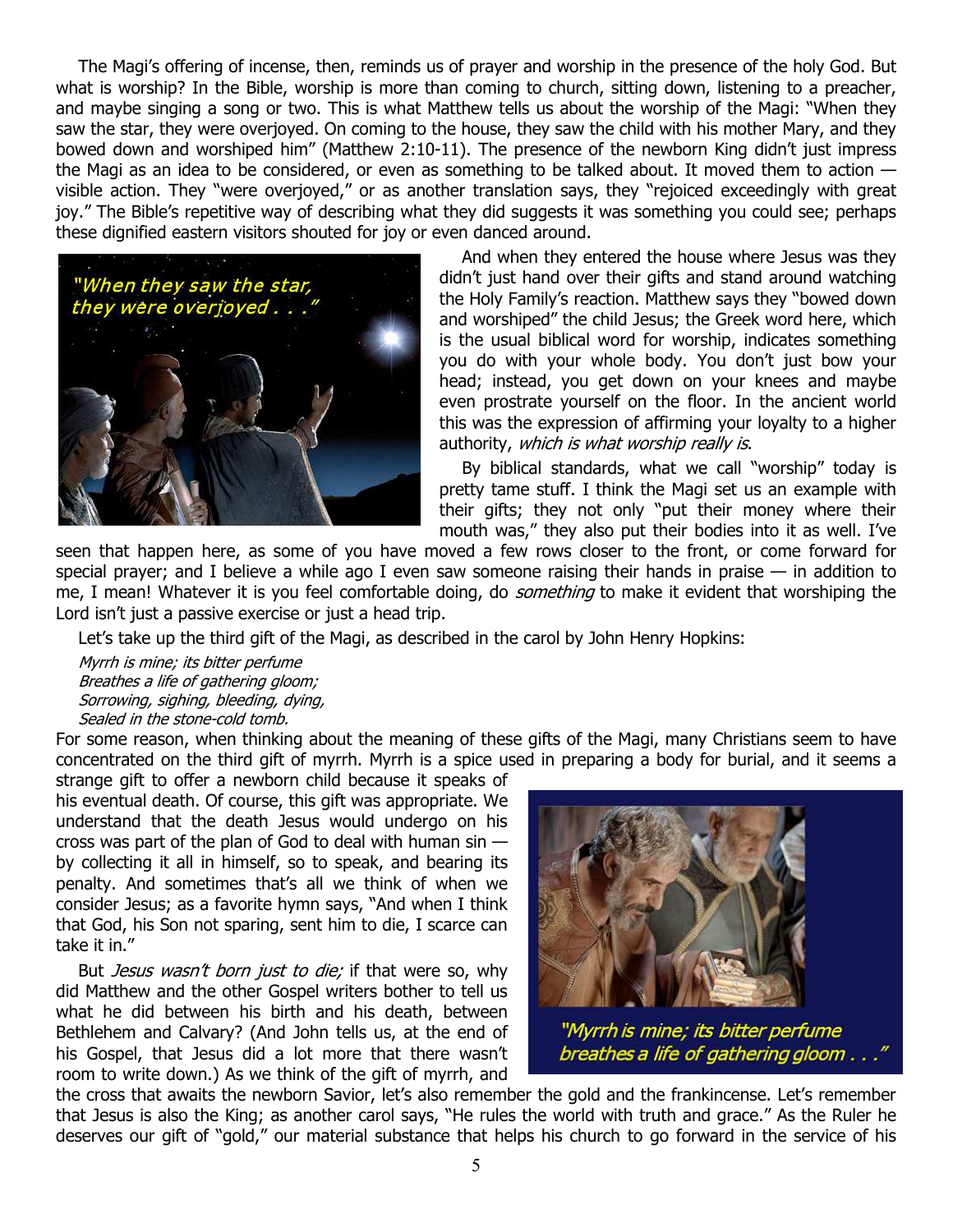The Magi's offering of incense, then, reminds us of prayer and worship in the presence of the holy God. But what is worship? In the Bible, worship is more than coming to church, sitting down, listening to a preacher, and maybe singing a song or two. This is what Matthew tells us about the worship of the Magi: "When they saw the star, they were overjoyed. On coming to the house, they saw the child with his mother Mary, and they bowed down and worshiped him" (Matthew 2:10-11). The presence of the newborn King didn't just impress the Magi as an idea to be considered, or even as something to be talked about. It moved them to action — visible action. They "were overjoyed," or as another translation says, they "rejoiced exceedingly with great joy." The Bible's repetitive way of describing what they did suggests it was something you could see; perhaps these dignified eastern visitors shouted for joy or even danced around.

"When they saw the star, they were overjoyed . . ."

And when they entered the house where Jesus was they didn't just hand over their gifts and stand around watching the Holy Family's reaction. Matthew says they "bowed down and worshiped" the child Jesus; the Greek word here, which is the usual biblical word for worship, indicates something you do with your whole body. You don't just bow your head; instead, you get down on your knees and maybe even prostrate yourself on the floor. In the ancient world this was the expression of affirming your loyalty to a higher authority, *which is what worship really is*.

By biblical standards, what we call "worship" today is pretty tame stuff. I think the Magi set us an example with their gifts; they not only "put their money where their mouth was," they also put their bodies into it as well. I've seen that happen here, as some of you have moved a few rows closer to the front, or come forward for special prayer; and I believe a while ago I even saw someone raising their hands in praise — in addition to me, I mean! Whatever it is you feel comfortable doing, do *something* to make it evident that worshiping the Lord isn't just a passive exercise or just a head trip.

Let's take up the third gift of the Magi, as described in the carol by John Henry Hopkins:

*Myrrh is mine; its bitter perfume*
*Breathes a life of gathering gloom;*
*Sorrowing, sighing, bleeding, dying,*
*Sealed in the stone-cold tomb.*

For some reason, when thinking about the meaning of these gifts of the Magi, many Christians seem to have concentrated on the third gift of myrrh. Myrrh is a spice used in preparing a body for burial, and it seems a strange gift to offer a newborn child because it speaks of his eventual death. Of course, this gift was appropriate. We understand that the death Jesus would undergo on his cross was part of the plan of God to deal with human sin — by collecting it all in himself, so to speak, and bearing its penalty. And sometimes that's all we think of when we consider Jesus; as a favorite hymn says, "And when I think that God, his Son not sparing, sent him to die, I scarce can take it in."

"Myrrh is mine; its bitter perfume breathes a life of gathering gloom . . ."

But *Jesus wasn't born just to die;* if that were so, why did Matthew and the other Gospel writers bother to tell us what he did between his birth and his death, between Bethlehem and Calvary? (And John tells us, at the end of his Gospel, that Jesus did a lot more that there wasn't room to write down.) As we think of the gift of myrrh, and the cross that awaits the newborn Savior, let's also remember the gold and the frankincense. Let's remember that Jesus is also the King; as another carol says, "He rules the world with truth and grace." As the Ruler he deserves our gift of "gold," our material substance that helps his church to go forward in the service of his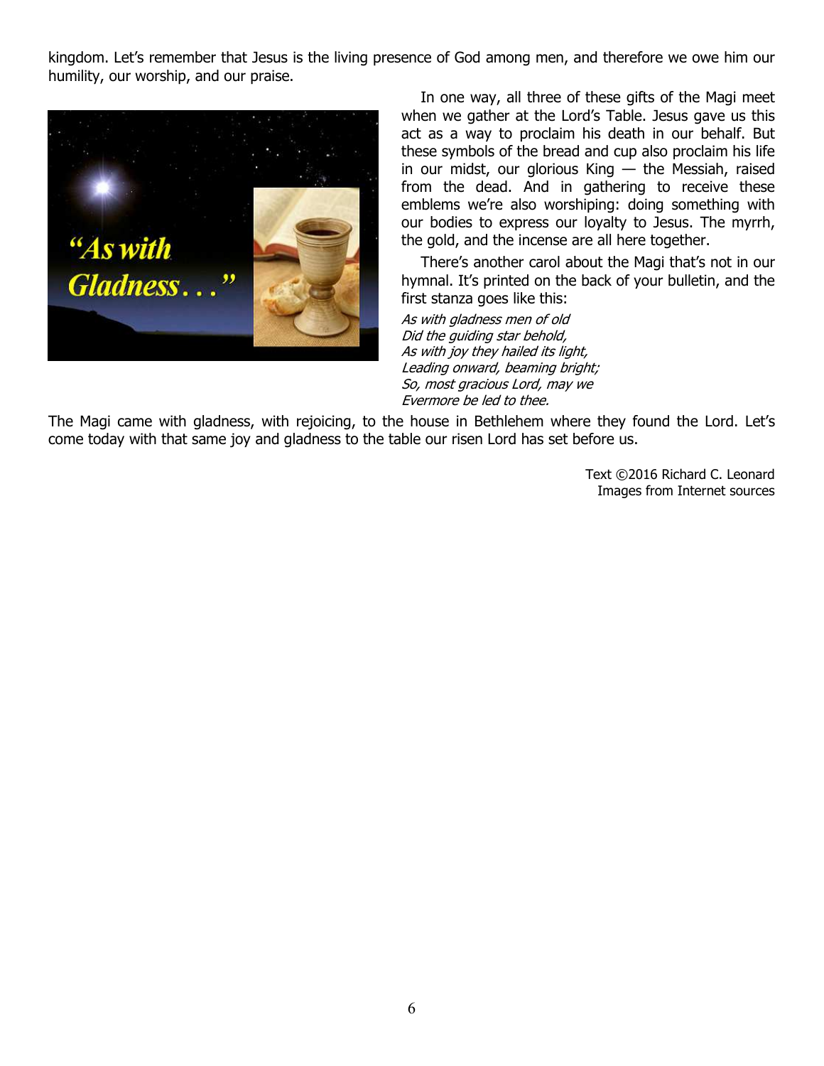kingdom. Let's remember that Jesus is the living presence of God among men, and therefore we owe him our humility, our worship, and our praise.

In one way, all three of these gifts of the Magi meet when we gather at the Lord's Table. Jesus gave us this act as a way to proclaim his death in our behalf. But these symbols of the bread and cup also proclaim his life in our midst, our glorious King — the Messiah, raised from the dead. And in gathering to receive these emblems we're also worshiping: doing something with our bodies to express our loyalty to Jesus. The myrrh, the gold, and the incense are all here together.

There's another carol about the Magi that's not in our hymnal. It's printed on the back of your bulletin, and the first stanza goes like this:

*As with gladness men of old*
*Did the guiding star behold,*
*As with joy they hailed its light,*
*Leading onward, beaming bright;*
*So, most gracious Lord, may we*
*Evermore be led to thee.*

The Magi came with gladness, with rejoicing, to the house in Bethlehem where they found the Lord. Let's come today with that same joy and gladness to the table our risen Lord has set before us.

Text ©2016 Richard C. Leonard
Images from Internet sources